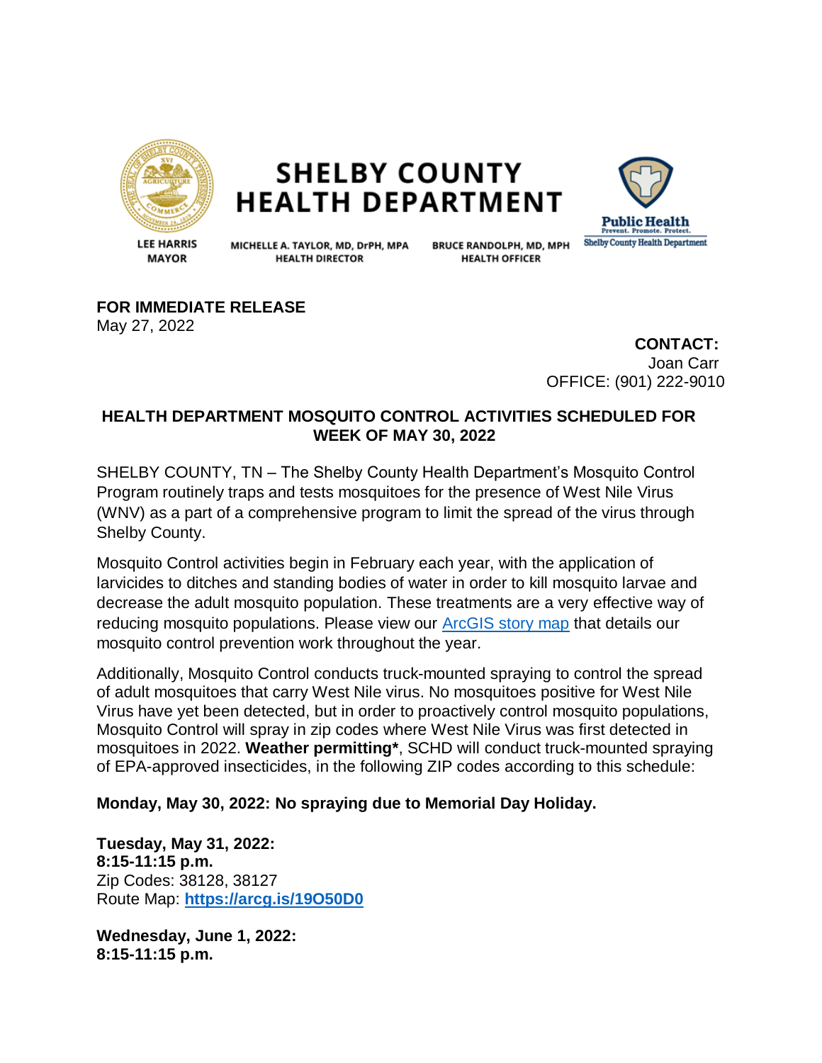# SHELBY COUNTY HEALTH DEPARTMENT

LEE HARRIS
MAYOR

MICHELLE A. TAYLOR, MD, DrPH, MPA
HEALTH DIRECTOR

BRUCE RANDOLPH, MD, MPH
HEALTH OFFICER

Public Health
Prevent. Promote. Protect.
Shelby County Health Department

**FOR IMMEDIATE RELEASE**
May 27, 2022

**CONTACT:**
Joan Carr
OFFICE: (901) 222-9010

## HEALTH DEPARTMENT MOSQUITO CONTROL ACTIVITIES SCHEDULED FOR WEEK OF MAY 30, 2022

SHELBY COUNTY, TN – The Shelby County Health Department's Mosquito Control Program routinely traps and tests mosquitoes for the presence of West Nile Virus (WNV) as a part of a comprehensive program to limit the spread of the virus through Shelby County.

Mosquito Control activities begin in February each year, with the application of larvicides to ditches and standing bodies of water in order to kill mosquito larvae and decrease the adult mosquito population. These treatments are a very effective way of reducing mosquito populations. Please view our ArcGIS story map that details our mosquito control prevention work throughout the year.

Additionally, Mosquito Control conducts truck-mounted spraying to control the spread of adult mosquitoes that carry West Nile virus. No mosquitoes positive for West Nile Virus have yet been detected, but in order to proactively control mosquito populations, Mosquito Control will spray in zip codes where West Nile Virus was first detected in mosquitoes in 2022. **Weather permitting***, SCHD will conduct truck-mounted spraying of EPA-approved insecticides, in the following ZIP codes according to this schedule:

**Monday, May 30, 2022: No spraying due to Memorial Day Holiday.**

**Tuesday, May 31, 2022:**
**8:15-11:15 p.m.**
Zip Codes: 38128, 38127
Route Map: **https://arcg.is/19O50D0**

**Wednesday, June 1, 2022:**
**8:15-11:15 p.m.**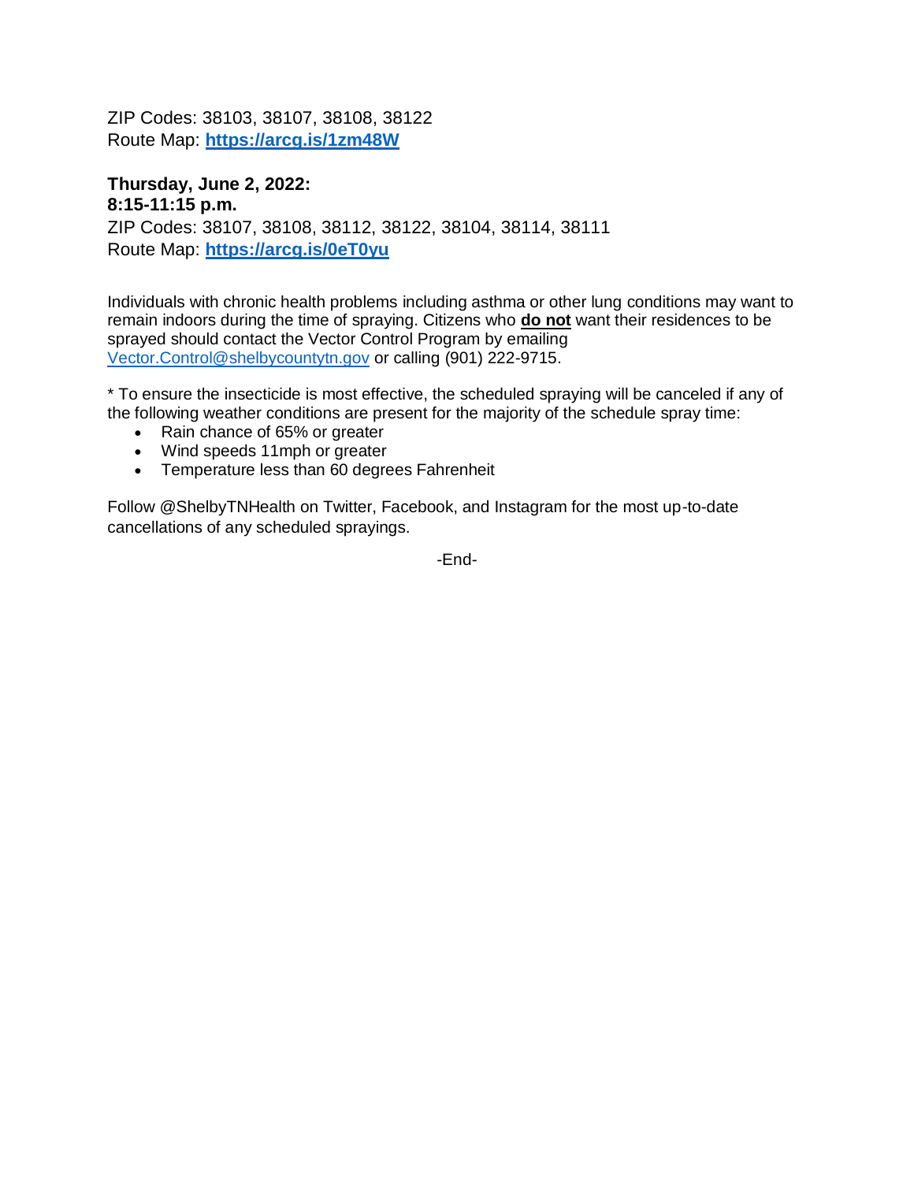ZIP Codes: 38103, 38107, 38108, 38122
Route Map: **https://arcg.is/1zm48W**

**Thursday, June 2, 2022:**
**8:15-11:15 p.m.**
ZIP Codes: 38107, 38108, 38112, 38122, 38104, 38114, 38111
Route Map: **https://arcg.is/0eT0yu**

Individuals with chronic health problems including asthma or other lung conditions may want to remain indoors during the time of spraying. Citizens who **do not** want their residences to be sprayed should contact the Vector Control Program by emailing Vector.Control@shelbycountytn.gov or calling (901) 222-9715.

* To ensure the insecticide is most effective, the scheduled spraying will be canceled if any of the following weather conditions are present for the majority of the schedule spray time:

- Rain chance of 65% or greater
- Wind speeds 11mph or greater
- Temperature less than 60 degrees Fahrenheit

Follow @ShelbyTNHealth on Twitter, Facebook, and Instagram for the most up-to-date cancellations of any scheduled sprayings.

-End-